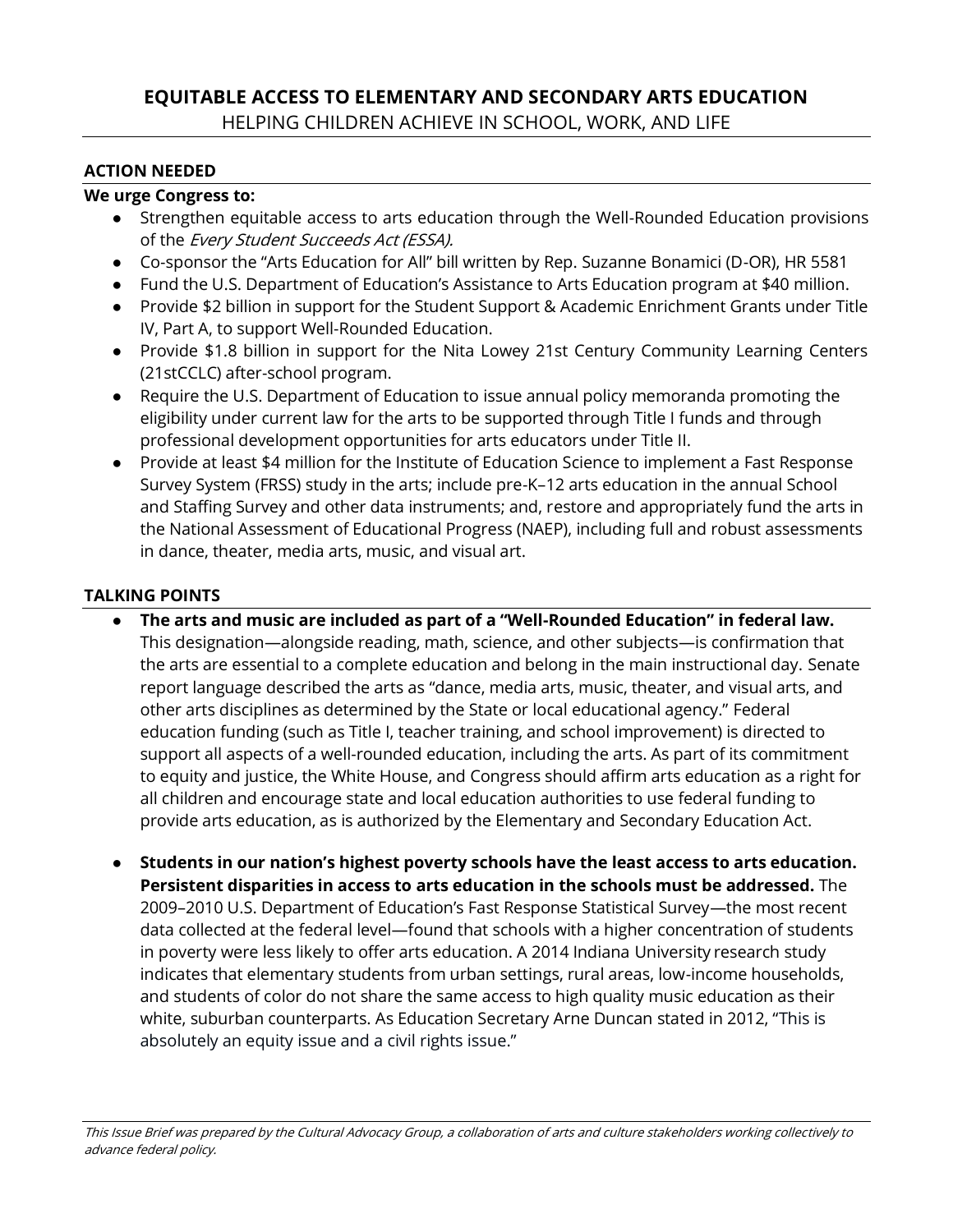# EQUITABLE ACCESS TO ELEMENTARY AND SECONDARY ARTS EDUCATION

HELPING CHILDREN ACHIEVE IN SCHOOL, WORK, AND LIFE

## ACTION NEEDED

**We urge Congress to:**

- Strengthen equitable access to arts education through the Well-Rounded Education provisions of the *Every Student Succeeds Act (ESSA).*
- Co-sponsor the "Arts Education for All" bill written by Rep. Suzanne Bonamici (D-OR), HR 5581
- Fund the U.S. Department of Education's Assistance to Arts Education program at $40 million.
- Provide $2 billion in support for the Student Support & Academic Enrichment Grants under Title IV, Part A, to support Well-Rounded Education.
- Provide $1.8 billion in support for the Nita Lowey 21st Century Community Learning Centers (21stCCLC) after-school program.
- Require the U.S. Department of Education to issue annual policy memoranda promoting the eligibility under current law for the arts to be supported through Title I funds and through professional development opportunities for arts educators under Title II.
- Provide at least $4 million for the Institute of Education Science to implement a Fast Response Survey System (FRSS) study in the arts; include pre-K–12 arts education in the annual School and Staffing Survey and other data instruments; and, restore and appropriately fund the arts in the National Assessment of Educational Progress (NAEP), including full and robust assessments in dance, theater, media arts, music, and visual art.

## TALKING POINTS

- **The arts and music are included as part of a "Well-Rounded Education" in federal law.** This designation—alongside reading, math, science, and other subjects—is confirmation that the arts are essential to a complete education and belong in the main instructional day. Senate report language described the arts as "dance, media arts, music, theater, and visual arts, and other arts disciplines as determined by the State or local educational agency." Federal education funding (such as Title I, teacher training, and school improvement) is directed to support all aspects of a well-rounded education, including the arts. As part of its commitment to equity and justice, the White House, and Congress should affirm arts education as a right for all children and encourage state and local education authorities to use federal funding to provide arts education, as is authorized by the Elementary and Secondary Education Act.

- **Students in our nation's highest poverty schools have the least access to arts education. Persistent disparities in access to arts education in the schools must be addressed.** The 2009–2010 U.S. Department of Education's Fast Response Statistical Survey—the most recent data collected at the federal level—found that schools with a higher concentration of students in poverty were less likely to offer arts education. A 2014 Indiana University research study indicates that elementary students from urban settings, rural areas, low-income households, and students of color do not share the same access to high quality music education as their white, suburban counterparts. As Education Secretary Arne Duncan stated in 2012, "This is absolutely an equity issue and a civil rights issue."

*This Issue Brief was prepared by the Cultural Advocacy Group, a collaboration of arts and culture stakeholders working collectively to advance federal policy.*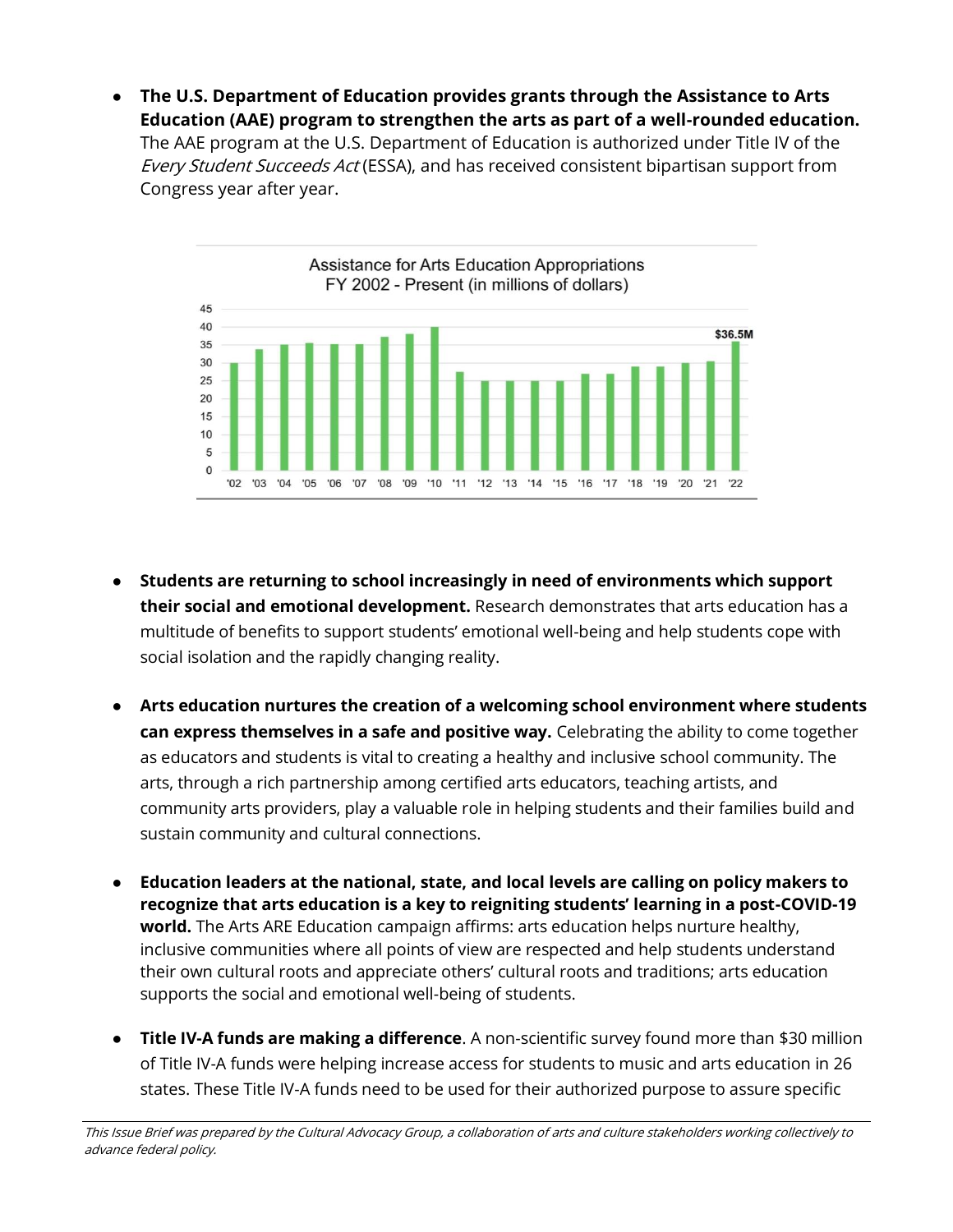- **The U.S. Department of Education provides grants through the Assistance to Arts Education (AAE) program to strengthen the arts as part of a well-rounded education.** The AAE program at the U.S. Department of Education is authorized under Title IV of the *Every Student Succeeds Act* (ESSA), and has received consistent bipartisan support from Congress year after year.

Assistance for Arts Education Appropriations
FY 2002 - Present (in millions of dollars)

- **Students are returning to school increasingly in need of environments which support their social and emotional development.** Research demonstrates that arts education has a multitude of benefits to support students' emotional well-being and help students cope with social isolation and the rapidly changing reality.

- **Arts education nurtures the creation of a welcoming school environment where students can express themselves in a safe and positive way.** Celebrating the ability to come together as educators and students is vital to creating a healthy and inclusive school community. The arts, through a rich partnership among certified arts educators, teaching artists, and community arts providers, play a valuable role in helping students and their families build and sustain community and cultural connections.

- **Education leaders at the national, state, and local levels are calling on policy makers to recognize that arts education is a key to reigniting students' learning in a post-COVID-19 world.** The Arts ARE Education campaign affirms: arts education helps nurture healthy, inclusive communities where all points of view are respected and help students understand their own cultural roots and appreciate others' cultural roots and traditions; arts education supports the social and emotional well-being of students.

- **Title IV-A funds are making a difference**. A non-scientific survey found more than $30 million of Title IV-A funds were helping increase access for students to music and arts education in 26 states. These Title IV-A funds need to be used for their authorized purpose to assure specific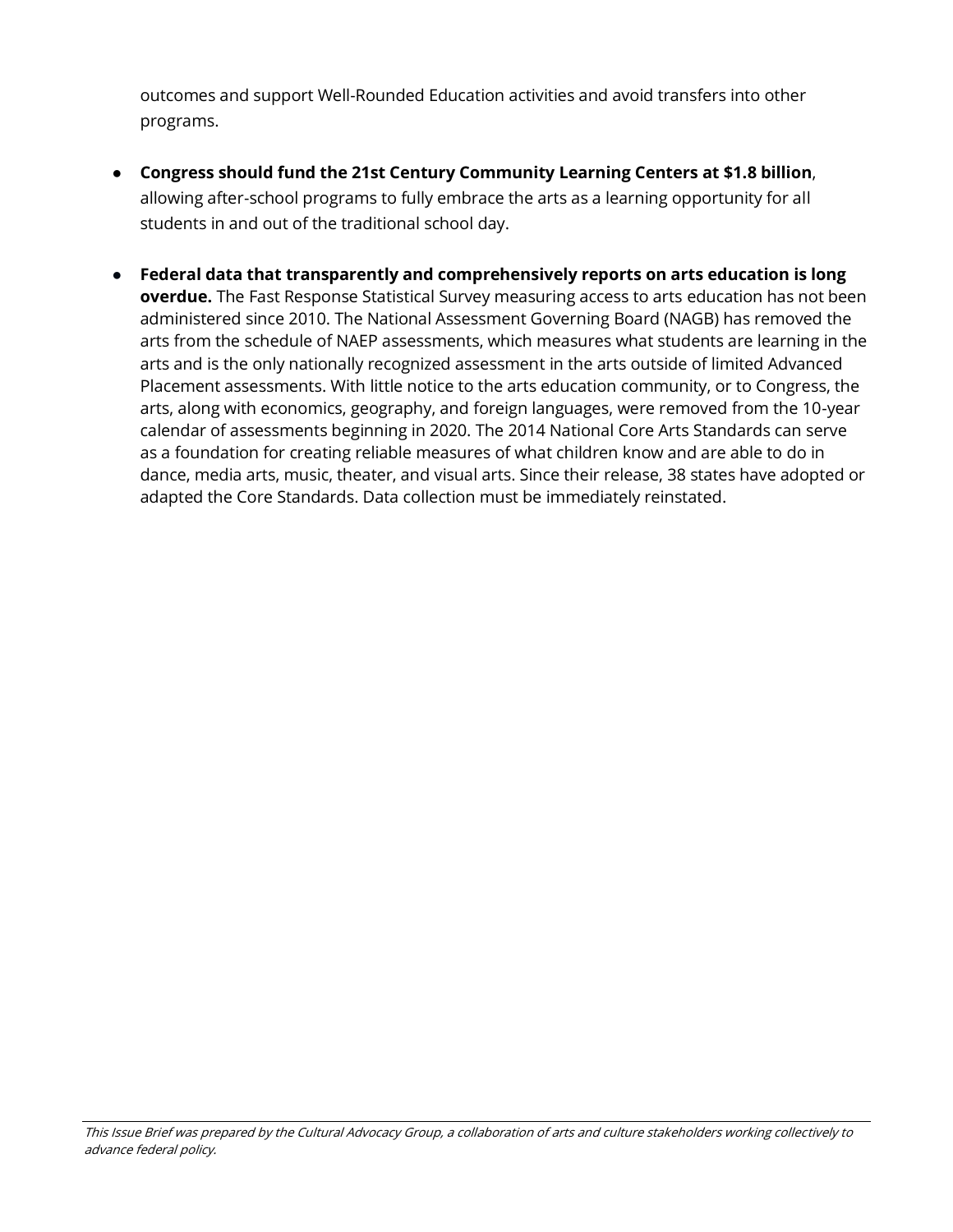outcomes and support Well-Rounded Education activities and avoid transfers into other programs.

- **Congress should fund the 21st Century Community Learning Centers at $1.8 billion**, allowing after-school programs to fully embrace the arts as a learning opportunity for all students in and out of the traditional school day.

- **Federal data that transparently and comprehensively reports on arts education is long overdue.** The Fast Response Statistical Survey measuring access to arts education has not been administered since 2010. The National Assessment Governing Board (NAGB) has removed the arts from the schedule of NAEP assessments, which measures what students are learning in the arts and is the only nationally recognized assessment in the arts outside of limited Advanced Placement assessments. With little notice to the arts education community, or to Congress, the arts, along with economics, geography, and foreign languages, were removed from the 10-year calendar of assessments beginning in 2020. The 2014 National Core Arts Standards can serve as a foundation for creating reliable measures of what children know and are able to do in dance, media arts, music, theater, and visual arts. Since their release, 38 states have adopted or adapted the Core Standards. Data collection must be immediately reinstated.

---

*This Issue Brief was prepared by the Cultural Advocacy Group, a collaboration of arts and culture stakeholders working collectively to advance federal policy.*